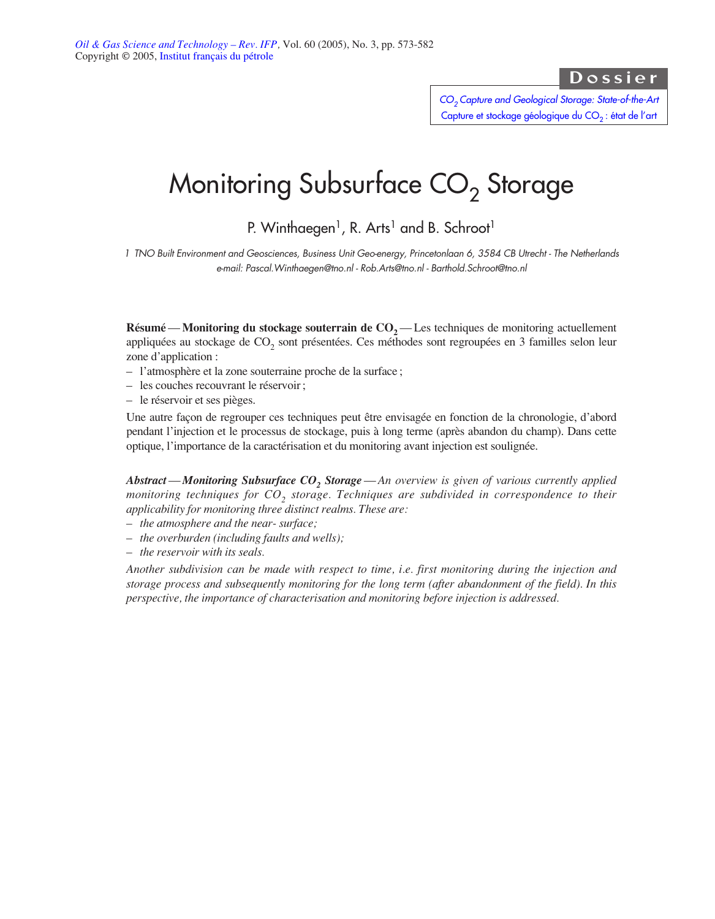Dossier

*$CO_2$ Capture and Geological Storage: State-of-the-Art*
Capture et stockage géologique du $CO_2$ : état de l'art

# Monitoring Subsurface $CO_2$ Storage

P. Winthaegen[1], R. Arts[1] and B. Schroot[1]

*1 TNO Built Environment and Geosciences, Business Unit Geo-energy, Princetonlaan 6, 3584 CB Utrecht - The Netherlands*
*e-mail: Pascal.Winthaegen@tno.nl - Rob.Arts@tno.nl - Barthold.Schroot@tno.nl*

**Résumé** — **Monitoring du stockage souterrain de $CO_2$** — Les techniques de monitoring actuellement appliquées au stockage de $CO_2$ sont présentées. Ces méthodes sont regroupées en 3 familles selon leur zone d'application :

- l'atmosphère et la zone souterraine proche de la surface ;
- les couches recouvrant le réservoir ;
- le réservoir et ses pièges.

Une autre façon de regrouper ces techniques peut être envisagée en fonction de la chronologie, d'abord pendant l'injection et le processus de stockage, puis à long terme (après abandon du champ). Dans cette optique, l'importance de la caractérisation et du monitoring avant injection est soulignée.

***Abstract* — *Monitoring Subsurface $CO_2$ Storage*** — *An overview is given of various currently applied monitoring techniques for $CO_2$ storage. Techniques are subdivided in correspondence to their applicability for monitoring three distinct realms. These are:*

- *the atmosphere and the near- surface;*
- *the overburden (including faults and wells);*
- *the reservoir with its seals.*

*Another subdivision can be made with respect to time, i.e. first monitoring during the injection and storage process and subsequently monitoring for the long term (after abandonment of the field). In this perspective, the importance of characterisation and monitoring before injection is addressed.*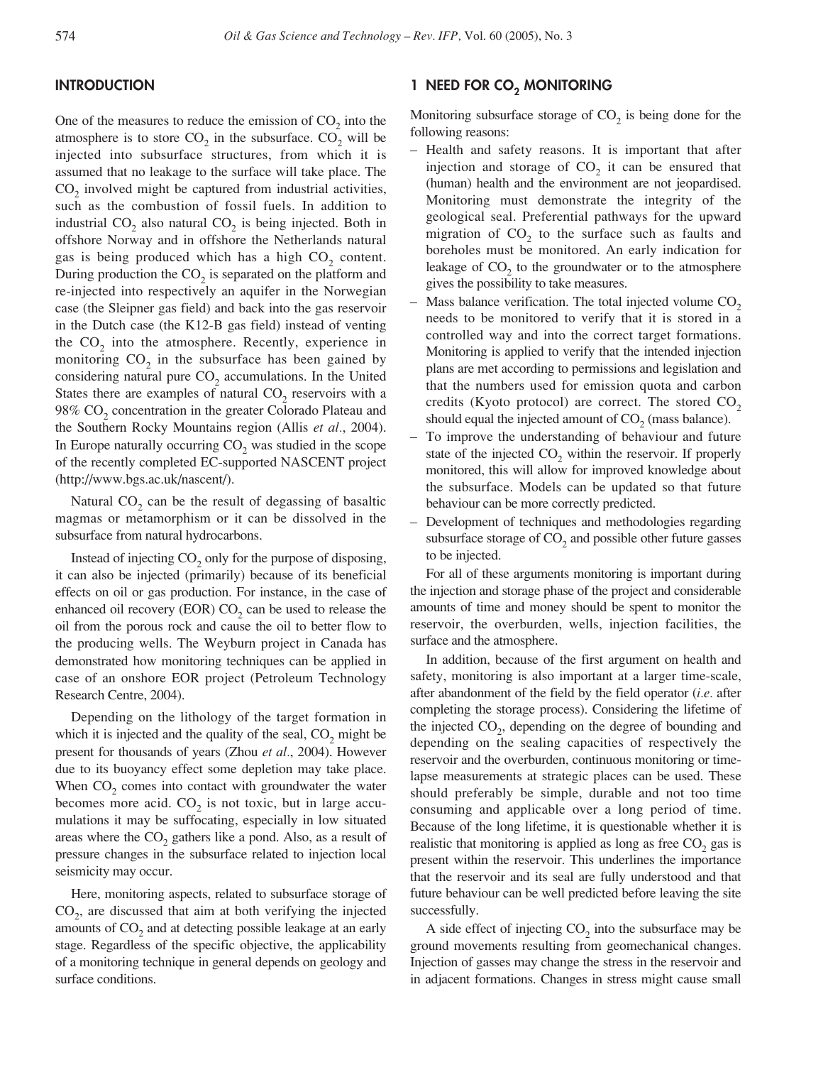## INTRODUCTION

One of the measures to reduce the emission of $CO_2$ into the atmosphere is to store $CO_2$ in the subsurface. $CO_2$ will be injected into subsurface structures, from which it is assumed that no leakage to the surface will take place. The $CO_2$ involved might be captured from industrial activities, such as the combustion of fossil fuels. In addition to industrial $CO_2$ also natural $CO_2$ is being injected. Both in offshore Norway and in offshore the Netherlands natural gas is being produced which has a high $CO_2$ content. During production the $CO_2$ is separated on the platform and re-injected into respectively an aquifer in the Norwegian case (the Sleipner gas field) and back into the gas reservoir in the Dutch case (the K12-B gas field) instead of venting the $CO_2$ into the atmosphere. Recently, experience in monitoring $CO_2$ in the subsurface has been gained by considering natural pure $CO_2$ accumulations. In the United States there are examples of natural $CO_2$ reservoirs with a 98% $CO_2$ concentration in the greater Colorado Plateau and the Southern Rocky Mountains region (Allis *et al*., 2004). In Europe naturally occurring $CO_2$ was studied in the scope of the recently completed EC-supported NASCENT project (http://www.bgs.ac.uk/nascent/).

Natural $CO_2$ can be the result of degassing of basaltic magmas or metamorphism or it can be dissolved in the subsurface from natural hydrocarbons.

Instead of injecting $CO_2$ only for the purpose of disposing, it can also be injected (primarily) because of its beneficial effects on oil or gas production. For instance, in the case of enhanced oil recovery (EOR) $CO_2$ can be used to release the oil from the porous rock and cause the oil to better flow to the producing wells. The Weyburn project in Canada has demonstrated how monitoring techniques can be applied in case of an onshore EOR project (Petroleum Technology Research Centre, 2004).

Depending on the lithology of the target formation in which it is injected and the quality of the seal, $CO_2$ might be present for thousands of years (Zhou *et al*., 2004). However due to its buoyancy effect some depletion may take place. When $CO_2$ comes into contact with groundwater the water becomes more acid. $CO_2$ is not toxic, but in large accumulations it may be suffocating, especially in low situated areas where the $CO_2$ gathers like a pond. Also, as a result of pressure changes in the subsurface related to injection local seismicity may occur.

Here, monitoring aspects, related to subsurface storage of $CO_2$, are discussed that aim at both verifying the injected amounts of $CO_2$ and at detecting possible leakage at an early stage. Regardless of the specific objective, the applicability of a monitoring technique in general depends on geology and surface conditions.

## 1 NEED FOR $CO_2$ MONITORING

Monitoring subsurface storage of $CO_2$ is being done for the following reasons:

- Health and safety reasons. It is important that after injection and storage of $CO_2$ it can be ensured that (human) health and the environment are not jeopardised. Monitoring must demonstrate the integrity of the geological seal. Preferential pathways for the upward migration of $CO_2$ to the surface such as faults and boreholes must be monitored. An early indication for leakage of $CO_2$ to the groundwater or to the atmosphere gives the possibility to take measures.
- Mass balance verification. The total injected volume $CO_2$ needs to be monitored to verify that it is stored in a controlled way and into the correct target formations. Monitoring is applied to verify that the intended injection plans are met according to permissions and legislation and that the numbers used for emission quota and carbon credits (Kyoto protocol) are correct. The stored $CO_2$ should equal the injected amount of $CO_2$ (mass balance).
- To improve the understanding of behaviour and future state of the injected $CO_2$ within the reservoir. If properly monitored, this will allow for improved knowledge about the subsurface. Models can be updated so that future behaviour can be more correctly predicted.
- Development of techniques and methodologies regarding subsurface storage of $CO_2$ and possible other future gasses to be injected.

For all of these arguments monitoring is important during the injection and storage phase of the project and considerable amounts of time and money should be spent to monitor the reservoir, the overburden, wells, injection facilities, the surface and the atmosphere.

In addition, because of the first argument on health and safety, monitoring is also important at a larger time-scale, after abandonment of the field by the field operator (*i.e.* after completing the storage process). Considering the lifetime of the injected $CO_2$, depending on the degree of bounding and depending on the sealing capacities of respectively the reservoir and the overburden, continuous monitoring or time-lapse measurements at strategic places can be used. These should preferably be simple, durable and not too time consuming and applicable over a long period of time. Because of the long lifetime, it is questionable whether it is realistic that monitoring is applied as long as free $CO_2$ gas is present within the reservoir. This underlines the importance that the reservoir and its seal are fully understood and that future behaviour can be well predicted before leaving the site successfully.

A side effect of injecting $CO_2$ into the subsurface may be ground movements resulting from geomechanical changes. Injection of gasses may change the stress in the reservoir and in adjacent formations. Changes in stress might cause small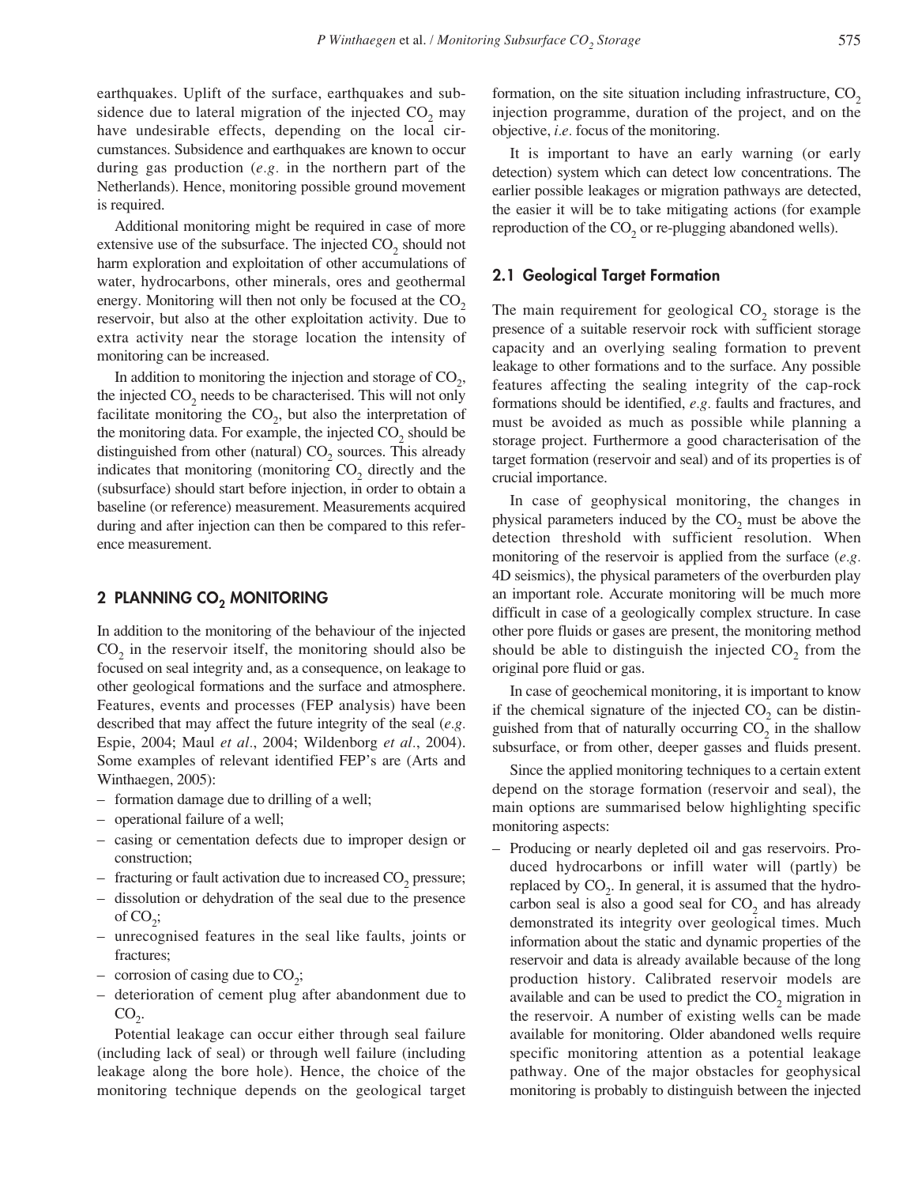earthquakes. Uplift of the surface, earthquakes and subsidence due to lateral migration of the injected $CO_2$ may have undesirable effects, depending on the local circumstances. Subsidence and earthquakes are known to occur during gas production (*e.g.* in the northern part of the Netherlands). Hence, monitoring possible ground movement is required.

Additional monitoring might be required in case of more extensive use of the subsurface. The injected $CO_2$ should not harm exploration and exploitation of other accumulations of water, hydrocarbons, other minerals, ores and geothermal energy. Monitoring will then not only be focused at the $CO_2$ reservoir, but also at the other exploitation activity. Due to extra activity near the storage location the intensity of monitoring can be increased.

In addition to monitoring the injection and storage of $CO_2$, the injected $CO_2$ needs to be characterised. This will not only facilitate monitoring the $CO_2$, but also the interpretation of the monitoring data. For example, the injected $CO_2$ should be distinguished from other (natural) $CO_2$ sources. This already indicates that monitoring (monitoring $CO_2$ directly and the (subsurface) should start before injection, in order to obtain a baseline (or reference) measurement. Measurements acquired during and after injection can then be compared to this reference measurement.

## 2 PLANNING $CO_2$ MONITORING

In addition to the monitoring of the behaviour of the injected $CO_2$ in the reservoir itself, the monitoring should also be focused on seal integrity and, as a consequence, on leakage to other geological formations and the surface and atmosphere. Features, events and processes (FEP analysis) have been described that may affect the future integrity of the seal (*e.g.* Espie, 2004; Maul *et al.*, 2004; Wildenborg *et al.*, 2004). Some examples of relevant identified FEP's are (Arts and Winthaegen, 2005):

- formation damage due to drilling of a well;
- operational failure of a well;
- casing or cementation defects due to improper design or construction;
- fracturing or fault activation due to increased $CO_2$ pressure;
- dissolution or dehydration of the seal due to the presence of $CO_2$;
- unrecognised features in the seal like faults, joints or fractures;
- corrosion of casing due to $CO_2$;
- deterioration of cement plug after abandonment due to $CO_2$.

Potential leakage can occur either through seal failure (including lack of seal) or through well failure (including leakage along the bore hole). Hence, the choice of the monitoring technique depends on the geological target formation, on the site situation including infrastructure, $CO_2$ injection programme, duration of the project, and on the objective, *i.e.* focus of the monitoring.

It is important to have an early warning (or early detection) system which can detect low concentrations. The earlier possible leakages or migration pathways are detected, the easier it will be to take mitigating actions (for example reproduction of the $CO_2$ or re-plugging abandoned wells).

### 2.1 Geological Target Formation

The main requirement for geological $CO_2$ storage is the presence of a suitable reservoir rock with sufficient storage capacity and an overlying sealing formation to prevent leakage to other formations and to the surface. Any possible features affecting the sealing integrity of the cap-rock formations should be identified, *e.g.* faults and fractures, and must be avoided as much as possible while planning a storage project. Furthermore a good characterisation of the target formation (reservoir and seal) and of its properties is of crucial importance.

In case of geophysical monitoring, the changes in physical parameters induced by the $CO_2$ must be above the detection threshold with sufficient resolution. When monitoring of the reservoir is applied from the surface (*e.g.* 4D seismics), the physical parameters of the overburden play an important role. Accurate monitoring will be much more difficult in case of a geologically complex structure. In case other pore fluids or gases are present, the monitoring method should be able to distinguish the injected $CO_2$ from the original pore fluid or gas.

In case of geochemical monitoring, it is important to know if the chemical signature of the injected $CO_2$ can be distinguished from that of naturally occurring $CO_2$ in the shallow subsurface, or from other, deeper gasses and fluids present.

Since the applied monitoring techniques to a certain extent depend on the storage formation (reservoir and seal), the main options are summarised below highlighting specific monitoring aspects:

- Producing or nearly depleted oil and gas reservoirs. Produced hydrocarbons or infill water will (partly) be replaced by $CO_2$. In general, it is assumed that the hydrocarbon seal is also a good seal for $CO_2$ and has already demonstrated its integrity over geological times. Much information about the static and dynamic properties of the reservoir and data is already available because of the long production history. Calibrated reservoir models are available and can be used to predict the $CO_2$ migration in the reservoir. A number of existing wells can be made available for monitoring. Older abandoned wells require specific monitoring attention as a potential leakage pathway. One of the major obstacles for geophysical monitoring is probably to distinguish between the injected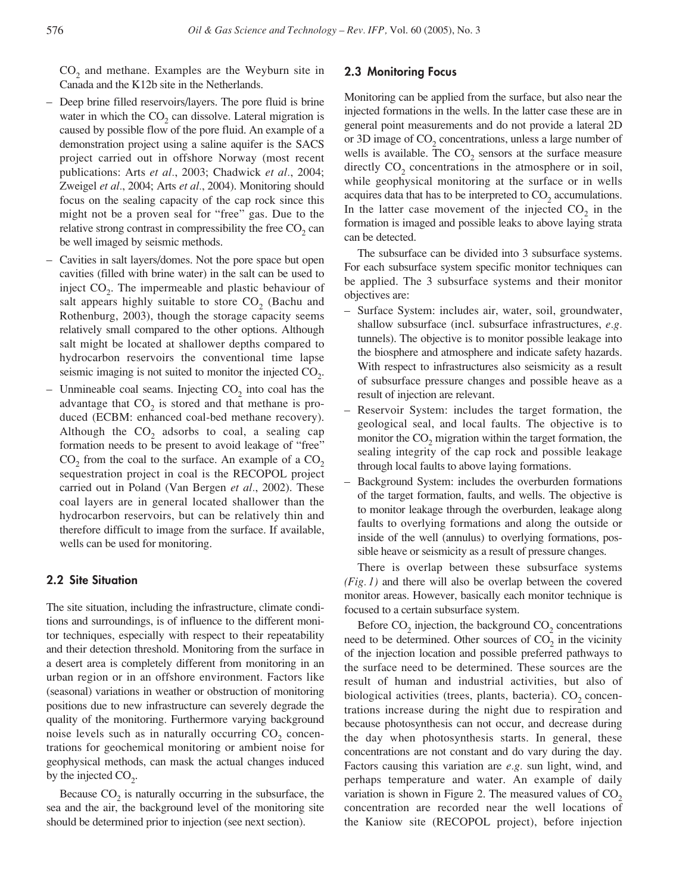$CO_2$ and methane. Examples are the Weyburn site in Canada and the K12b site in the Netherlands.

- Deep brine filled reservoirs/layers. The pore fluid is brine water in which the $CO_2$ can dissolve. Lateral migration is caused by possible flow of the pore fluid. An example of a demonstration project using a saline aquifer is the SACS project carried out in offshore Norway (most recent publications: Arts *et al*., 2003; Chadwick *et al*., 2004; Zweigel *et al*., 2004; Arts *et al*., 2004). Monitoring should focus on the sealing capacity of the cap rock since this might not be a proven seal for "free" gas. Due to the relative strong contrast in compressibility the free $CO_2$ can be well imaged by seismic methods.
- Cavities in salt layers/domes. Not the pore space but open cavities (filled with brine water) in the salt can be used to inject $CO_2$. The impermeable and plastic behaviour of salt appears highly suitable to store $CO_2$ (Bachu and Rothenburg, 2003), though the storage capacity seems relatively small compared to the other options. Although salt might be located at shallower depths compared to hydrocarbon reservoirs the conventional time lapse seismic imaging is not suited to monitor the injected $CO_2$.
- Unmineable coal seams. Injecting $CO_2$ into coal has the advantage that $CO_2$ is stored and that methane is produced (ECBM: enhanced coal-bed methane recovery). Although the $CO_2$ adsorbs to coal, a sealing cap formation needs to be present to avoid leakage of "free" $CO_2$ from the coal to the surface. An example of a $CO_2$ sequestration project in coal is the RECOPOL project carried out in Poland (Van Bergen *et al*., 2002). These coal layers are in general located shallower than the hydrocarbon reservoirs, but can be relatively thin and therefore difficult to image from the surface. If available, wells can be used for monitoring.

### 2.2 Site Situation

The site situation, including the infrastructure, climate conditions and surroundings, is of influence to the different monitor techniques, especially with respect to their repeatability and their detection threshold. Monitoring from the surface in a desert area is completely different from monitoring in an urban region or in an offshore environment. Factors like (seasonal) variations in weather or obstruction of monitoring positions due to new infrastructure can severely degrade the quality of the monitoring. Furthermore varying background noise levels such as in naturally occurring $CO_2$ concentrations for geochemical monitoring or ambient noise for geophysical methods, can mask the actual changes induced by the injected $CO_2$.

Because $CO_2$ is naturally occurring in the subsurface, the sea and the air, the background level of the monitoring site should be determined prior to injection (see next section).

### 2.3 Monitoring Focus

Monitoring can be applied from the surface, but also near the injected formations in the wells. In the latter case these are in general point measurements and do not provide a lateral 2D or 3D image of $CO_2$ concentrations, unless a large number of wells is available. The $CO_2$ sensors at the surface measure directly $CO_2$ concentrations in the atmosphere or in soil, while geophysical monitoring at the surface or in wells acquires data that has to be interpreted to $CO_2$ accumulations. In the latter case movement of the injected $CO_2$ in the formation is imaged and possible leaks to above laying strata can be detected.

The subsurface can be divided into 3 subsurface systems. For each subsurface system specific monitor techniques can be applied. The 3 subsurface systems and their monitor objectives are:

- Surface System: includes air, water, soil, groundwater, shallow subsurface (incl. subsurface infrastructures, *e.g.* tunnels). The objective is to monitor possible leakage into the biosphere and atmosphere and indicate safety hazards. With respect to infrastructures also seismicity as a result of subsurface pressure changes and possible heave as a result of injection are relevant.
- Reservoir System: includes the target formation, the geological seal, and local faults. The objective is to monitor the $CO_2$ migration within the target formation, the sealing integrity of the cap rock and possible leakage through local faults to above laying formations.
- Background System: includes the overburden formations of the target formation, faults, and wells. The objective is to monitor leakage through the overburden, leakage along faults to overlying formations and along the outside or inside of the well (annulus) to overlying formations, possible heave or seismicity as a result of pressure changes.

There is overlap between these subsurface systems *(Fig. 1)* and there will also be overlap between the covered monitor areas. However, basically each monitor technique is focused to a certain subsurface system.

Before $CO_2$ injection, the background $CO_2$ concentrations need to be determined. Other sources of $CO_2$ in the vicinity of the injection location and possible preferred pathways to the surface need to be determined. These sources are the result of human and industrial activities, but also of biological activities (trees, plants, bacteria). $CO_2$ concentrations increase during the night due to respiration and because photosynthesis can not occur, and decrease during the day when photosynthesis starts. In general, these concentrations are not constant and do vary during the day. Factors causing this variation are *e.g.* sun light, wind, and perhaps temperature and water. An example of daily variation is shown in Figure 2. The measured values of $CO_2$ concentration are recorded near the well locations of the Kaniow site (RECOPOL project), before injection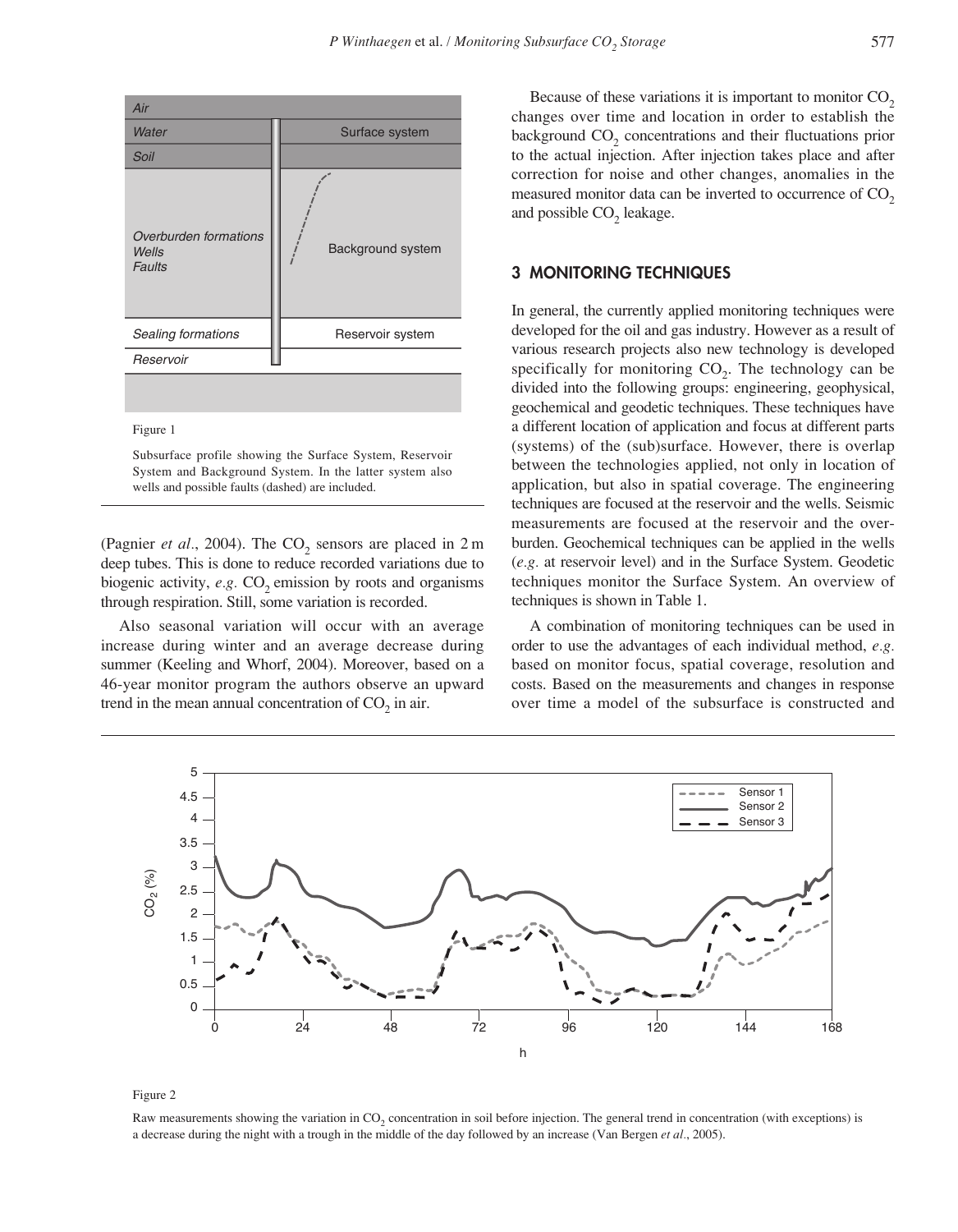Figure 1

Subsurface profile showing the Surface System, Reservoir System and Background System. In the latter system also wells and possible faults (dashed) are included.

(Pagnier *et al.*, 2004). The $CO_2$ sensors are placed in 2 m deep tubes. This is done to reduce recorded variations due to biogenic activity, *e.g.* $CO_2$ emission by roots and organisms through respiration. Still, some variation is recorded.

Also seasonal variation will occur with an average increase during winter and an average decrease during summer (Keeling and Whorf, 2004). Moreover, based on a 46-year monitor program the authors observe an upward trend in the mean annual concentration of $CO_2$ in air.

Because of these variations it is important to monitor $CO_2$ changes over time and location in order to establish the background $CO_2$ concentrations and their fluctuations prior to the actual injection. After injection takes place and after correction for noise and other changes, anomalies in the measured monitor data can be inverted to occurrence of $CO_2$ and possible $CO_2$ leakage.

## 3 MONITORING TECHNIQUES

In general, the currently applied monitoring techniques were developed for the oil and gas industry. However as a result of various research projects also new technology is developed specifically for monitoring $CO_2$. The technology can be divided into the following groups: engineering, geophysical, geochemical and geodetic techniques. These techniques have a different location of application and focus at different parts (systems) of the (sub)surface. However, there is overlap between the technologies applied, not only in location of application, but also in spatial coverage. The engineering techniques are focused at the reservoir and the wells. Seismic measurements are focused at the reservoir and the overburden. Geochemical techniques can be applied in the wells (*e.g.* at reservoir level) and in the Surface System. Geodetic techniques monitor the Surface System. An overview of techniques is shown in Table 1.

A combination of monitoring techniques can be used in order to use the advantages of each individual method, *e.g.* based on monitor focus, spatial coverage, resolution and costs. Based on the measurements and changes in response over time a model of the subsurface is constructed and

Figure 2

Raw measurements showing the variation in $CO_2$ concentration in soil before injection. The general trend in concentration (with exceptions) is a decrease during the night with a trough in the middle of the day followed by an increase (Van Bergen *et al.*, 2005).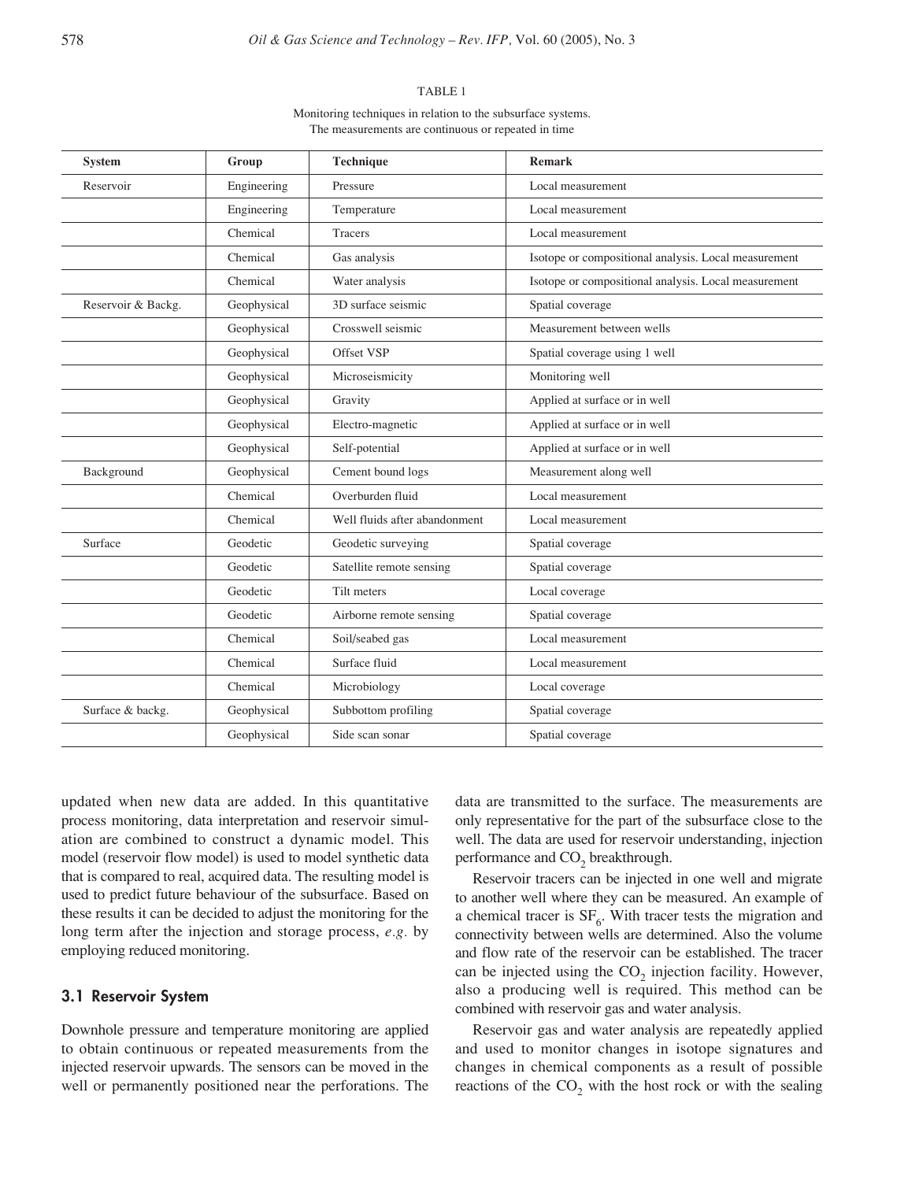TABLE 1

Monitoring techniques in relation to the subsurface systems.
The measurements are continuous or repeated in time

| System | Group | Technique | Remark |
|---|---|---|---|
| Reservoir | Engineering | Pressure | Local measurement |
| | Engineering | Temperature | Local measurement |
| | Chemical | Tracers | Local measurement |
| | Chemical | Gas analysis | Isotope or compositional analysis. Local measurement |
| | Chemical | Water analysis | Isotope or compositional analysis. Local measurement |
| Reservoir & Backg. | Geophysical | 3D surface seismic | Spatial coverage |
| | Geophysical | Crosswell seismic | Measurement between wells |
| | Geophysical | Offset VSP | Spatial coverage using 1 well |
| | Geophysical | Microseismicity | Monitoring well |
| | Geophysical | Gravity | Applied at surface or in well |
| | Geophysical | Electro-magnetic | Applied at surface or in well |
| | Geophysical | Self-potential | Applied at surface or in well |
| Background | Geophysical | Cement bound logs | Measurement along well |
| | Chemical | Overburden fluid | Local measurement |
| | Chemical | Well fluids after abandonment | Local measurement |
| Surface | Geodetic | Geodetic surveying | Spatial coverage |
| | Geodetic | Satellite remote sensing | Spatial coverage |
| | Geodetic | Tilt meters | Local coverage |
| | Geodetic | Airborne remote sensing | Spatial coverage |
| | Chemical | Soil/seabed gas | Local measurement |
| | Chemical | Surface fluid | Local measurement |
| | Chemical | Microbiology | Local coverage |
| Surface & backg. | Geophysical | Subbottom profiling | Spatial coverage |
| | Geophysical | Side scan sonar | Spatial coverage |

updated when new data are added. In this quantitative process monitoring, data interpretation and reservoir simulation are combined to construct a dynamic model. This model (reservoir flow model) is used to model synthetic data that is compared to real, acquired data. The resulting model is used to predict future behaviour of the subsurface. Based on these results it can be decided to adjust the monitoring for the long term after the injection and storage process, *e.g.* by employing reduced monitoring.

## 3.1 Reservoir System

Downhole pressure and temperature monitoring are applied to obtain continuous or repeated measurements from the injected reservoir upwards. The sensors can be moved in the well or permanently positioned near the perforations. The data are transmitted to the surface. The measurements are only representative for the part of the subsurface close to the well. The data are used for reservoir understanding, injection performance and $CO_2$ breakthrough.

Reservoir tracers can be injected in one well and migrate to another well where they can be measured. An example of a chemical tracer is $SF_6$. With tracer tests the migration and connectivity between wells are determined. Also the volume and flow rate of the reservoir can be established. The tracer can be injected using the $CO_2$ injection facility. However, also a producing well is required. This method can be combined with reservoir gas and water analysis.

Reservoir gas and water analysis are repeatedly applied and used to monitor changes in isotope signatures and changes in chemical components as a result of possible reactions of the $CO_2$ with the host rock or with the sealing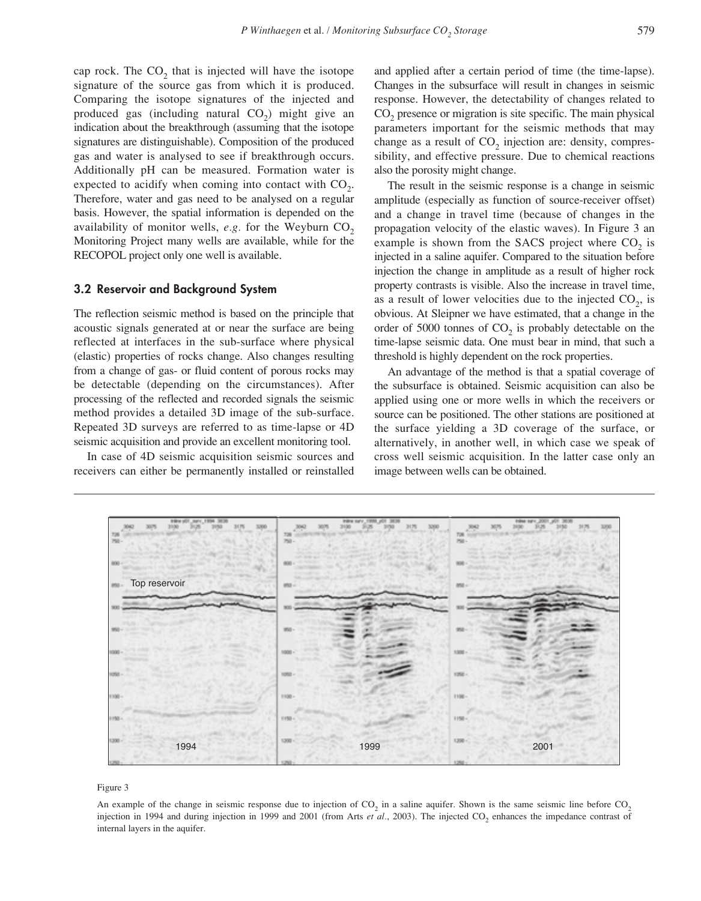cap rock. The $CO_2$ that is injected will have the isotope signature of the source gas from which it is produced. Comparing the isotope signatures of the injected and produced gas (including natural $CO_2$) might give an indication about the breakthrough (assuming that the isotope signatures are distinguishable). Composition of the produced gas and water is analysed to see if breakthrough occurs. Additionally pH can be measured. Formation water is expected to acidify when coming into contact with $CO_2$. Therefore, water and gas need to be analysed on a regular basis. However, the spatial information is depended on the availability of monitor wells, *e.g.* for the Weyburn $CO_2$ Monitoring Project many wells are available, while for the RECOPOL project only one well is available.

### 3.2 Reservoir and Background System

The reflection seismic method is based on the principle that acoustic signals generated at or near the surface are being reflected at interfaces in the sub-surface where physical (elastic) properties of rocks change. Also changes resulting from a change of gas- or fluid content of porous rocks may be detectable (depending on the circumstances). After processing of the reflected and recorded signals the seismic method provides a detailed 3D image of the sub-surface. Repeated 3D surveys are referred to as time-lapse or 4D seismic acquisition and provide an excellent monitoring tool.

In case of 4D seismic acquisition seismic sources and receivers can either be permanently installed or reinstalled and applied after a certain period of time (the time-lapse). Changes in the subsurface will result in changes in seismic response. However, the detectability of changes related to $CO_2$ presence or migration is site specific. The main physical parameters important for the seismic methods that may change as a result of $CO_2$ injection are: density, compressibility, and effective pressure. Due to chemical reactions also the porosity might change.

The result in the seismic response is a change in seismic amplitude (especially as function of source-receiver offset) and a change in travel time (because of changes in the propagation velocity of the elastic waves). In Figure 3 an example is shown from the SACS project where $CO_2$ is injected in a saline aquifer. Compared to the situation before injection the change in amplitude as a result of higher rock property contrasts is visible. Also the increase in travel time, as a result of lower velocities due to the injected $CO_2$, is obvious. At Sleipner we have estimated, that a change in the order of 5000 tonnes of $CO_2$ is probably detectable on the time-lapse seismic data. One must bear in mind, that such a threshold is highly dependent on the rock properties.

An advantage of the method is that a spatial coverage of the subsurface is obtained. Seismic acquisition can also be applied using one or more wells in which the receivers or source can be positioned. The other stations are positioned at the surface yielding a 3D coverage of the surface, or alternatively, in another well, in which case we speak of cross well seismic acquisition. In the latter case only an image between wells can be obtained.

Figure 3

An example of the change in seismic response due to injection of $CO_2$ in a saline aquifer. Shown is the same seismic line before $CO_2$ injection in 1994 and during injection in 1999 and 2001 (from Arts *et al.*, 2003). The injected $CO_2$ enhances the impedance contrast of internal layers in the aquifer.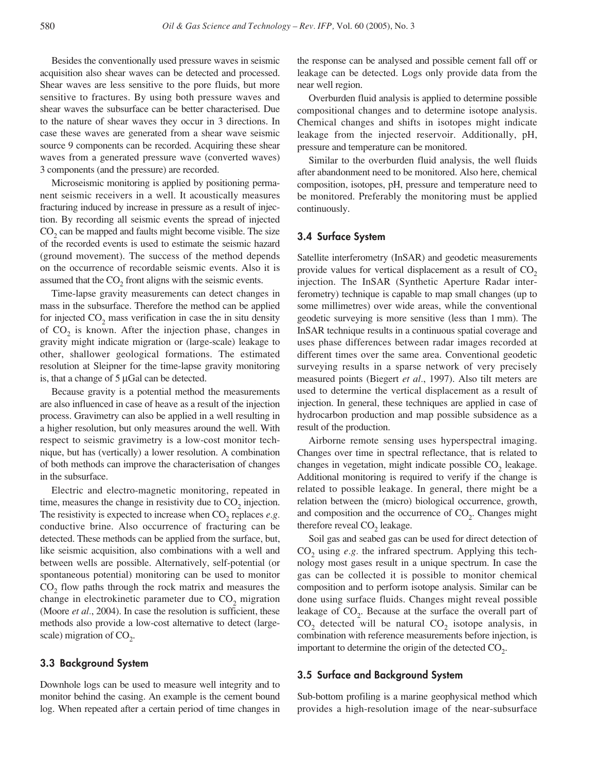Besides the conventionally used pressure waves in seismic acquisition also shear waves can be detected and processed. Shear waves are less sensitive to the pore fluids, but more sensitive to fractures. By using both pressure waves and shear waves the subsurface can be better characterised. Due to the nature of shear waves they occur in 3 directions. In case these waves are generated from a shear wave seismic source 9 components can be recorded. Acquiring these shear waves from a generated pressure wave (converted waves) 3 components (and the pressure) are recorded.

Microseismic monitoring is applied by positioning permanent seismic receivers in a well. It acoustically measures fracturing induced by increase in pressure as a result of injection. By recording all seismic events the spread of injected $CO_2$ can be mapped and faults might become visible. The size of the recorded events is used to estimate the seismic hazard (ground movement). The success of the method depends on the occurrence of recordable seismic events. Also it is assumed that the $CO_2$ front aligns with the seismic events.

Time-lapse gravity measurements can detect changes in mass in the subsurface. Therefore the method can be applied for injected $CO_2$ mass verification in case the in situ density of $CO_2$ is known. After the injection phase, changes in gravity might indicate migration or (large-scale) leakage to other, shallower geological formations. The estimated resolution at Sleipner for the time-lapse gravity monitoring is, that a change of 5 μGal can be detected.

Because gravity is a potential method the measurements are also influenced in case of heave as a result of the injection process. Gravimetry can also be applied in a well resulting in a higher resolution, but only measures around the well. With respect to seismic gravimetry is a low-cost monitor technique, but has (vertically) a lower resolution. A combination of both methods can improve the characterisation of changes in the subsurface.

Electric and electro-magnetic monitoring, repeated in time, measures the change in resistivity due to $CO_2$ injection. The resistivity is expected to increase when $CO_2$ replaces *e.g.* conductive brine. Also occurrence of fracturing can be detected. These methods can be applied from the surface, but, like seismic acquisition, also combinations with a well and between wells are possible. Alternatively, self-potential (or spontaneous potential) monitoring can be used to monitor $CO_2$ flow paths through the rock matrix and measures the change in electrokinetic parameter due to $CO_2$ migration (Moore *et al.*, 2004). In case the resolution is sufficient, these methods also provide a low-cost alternative to detect (large-scale) migration of $CO_2$.

### 3.3 Background System

Downhole logs can be used to measure well integrity and to monitor behind the casing. An example is the cement bound log. When repeated after a certain period of time changes in the response can be analysed and possible cement fall off or leakage can be detected. Logs only provide data from the near well region.

Overburden fluid analysis is applied to determine possible compositional changes and to determine isotope analysis. Chemical changes and shifts in isotopes might indicate leakage from the injected reservoir. Additionally, pH, pressure and temperature can be monitored.

Similar to the overburden fluid analysis, the well fluids after abandonment need to be monitored. Also here, chemical composition, isotopes, pH, pressure and temperature need to be monitored. Preferably the monitoring must be applied continuously.

### 3.4 Surface System

Satellite interferometry (InSAR) and geodetic measurements provide values for vertical displacement as a result of $CO_2$ injection. The InSAR (Synthetic Aperture Radar interferometry) technique is capable to map small changes (up to some millimetres) over wide areas, while the conventional geodetic surveying is more sensitive (less than 1 mm). The InSAR technique results in a continuous spatial coverage and uses phase differences between radar images recorded at different times over the same area. Conventional geodetic surveying results in a sparse network of very precisely measured points (Biegert *et al.*, 1997). Also tilt meters are used to determine the vertical displacement as a result of injection. In general, these techniques are applied in case of hydrocarbon production and map possible subsidence as a result of the production.

Airborne remote sensing uses hyperspectral imaging. Changes over time in spectral reflectance, that is related to changes in vegetation, might indicate possible $CO_2$ leakage. Additional monitoring is required to verify if the change is related to possible leakage. In general, there might be a relation between the (micro) biological occurrence, growth, and composition and the occurrence of $CO_2$. Changes might therefore reveal $CO_2$ leakage.

Soil gas and seabed gas can be used for direct detection of $CO_2$ using *e.g.* the infrared spectrum. Applying this technology most gases result in a unique spectrum. In case the gas can be collected it is possible to monitor chemical composition and to perform isotope analysis. Similar can be done using surface fluids. Changes might reveal possible leakage of $CO_2$. Because at the surface the overall part of $CO_2$ detected will be natural $CO_2$ isotope analysis, in combination with reference measurements before injection, is important to determine the origin of the detected $CO_2$.

### 3.5 Surface and Background System

Sub-bottom profiling is a marine geophysical method which provides a high-resolution image of the near-subsurface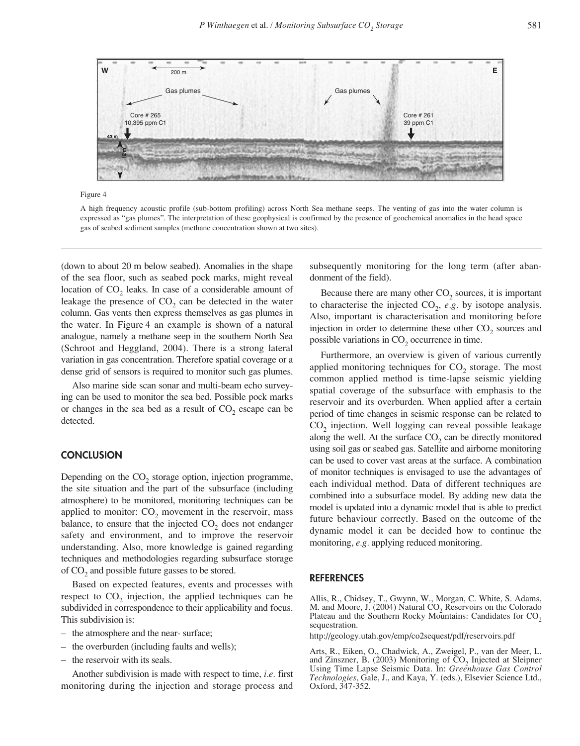Figure 4

A high frequency acoustic profile (sub-bottom profiling) across North Sea methane seeps. The venting of gas into the water column is expressed as "gas plumes". The interpretation of these geophysical is confirmed by the presence of geochemical anomalies in the head space gas of seabed sediment samples (methane concentration shown at two sites).

(down to about 20 m below seabed). Anomalies in the shape of the sea floor, such as seabed pock marks, might reveal location of $CO_2$ leaks. In case of a considerable amount of leakage the presence of $CO_2$ can be detected in the water column. Gas vents then express themselves as gas plumes in the water. In Figure 4 an example is shown of a natural analogue, namely a methane seep in the southern North Sea (Schroot and Heggland, 2004). There is a strong lateral variation in gas concentration. Therefore spatial coverage or a dense grid of sensors is required to monitor such gas plumes.

Also marine side scan sonar and multi-beam echo surveying can be used to monitor the sea bed. Possible pock marks or changes in the sea bed as a result of $CO_2$ escape can be detected.

## CONCLUSION

Depending on the $CO_2$ storage option, injection programme, the site situation and the part of the subsurface (including atmosphere) to be monitored, monitoring techniques can be applied to monitor: $CO_2$ movement in the reservoir, mass balance, to ensure that the injected $CO_2$ does not endanger safety and environment, and to improve the reservoir understanding. Also, more knowledge is gained regarding techniques and methodologies regarding subsurface storage of $CO_2$ and possible future gasses to be stored.

Based on expected features, events and processes with respect to $CO_2$ injection, the applied techniques can be subdivided in correspondence to their applicability and focus. This subdivision is:

- the atmosphere and the near- surface;
- the overburden (including faults and wells);
- the reservoir with its seals.

Another subdivision is made with respect to time, *i.e.* first monitoring during the injection and storage process and subsequently monitoring for the long term (after abandonment of the field).

Because there are many other $CO_2$ sources, it is important to characterise the injected $CO_2$, *e.g.* by isotope analysis. Also, important is characterisation and monitoring before injection in order to determine these other $CO_2$ sources and possible variations in $CO_2$ occurrence in time.

Furthermore, an overview is given of various currently applied monitoring techniques for $CO_2$ storage. The most common applied method is time-lapse seismic yielding spatial coverage of the subsurface with emphasis to the reservoir and its overburden. When applied after a certain period of time changes in seismic response can be related to $CO_2$ injection. Well logging can reveal possible leakage along the well. At the surface $CO_2$ can be directly monitored using soil gas or seabed gas. Satellite and airborne monitoring can be used to cover vast areas at the surface. A combination of monitor techniques is envisaged to use the advantages of each individual method. Data of different techniques are combined into a subsurface model. By adding new data the model is updated into a dynamic model that is able to predict future behaviour correctly. Based on the outcome of the dynamic model it can be decided how to continue the monitoring, *e.g.* applying reduced monitoring.

## REFERENCES

Allis, R., Chidsey, T., Gwynn, W., Morgan, C. White, S. Adams, M. and Moore, J. (2004) Natural $CO_2$ Reservoirs on the Colorado Plateau and the Southern Rocky Mountains: Candidates for $CO_2$ sequestration.

http://geology.utah.gov/emp/co2sequest/pdf/reservoirs.pdf

Arts, R., Eiken, O., Chadwick, A., Zweigel, P., van der Meer, L. and Zinszner, B. (2003) Monitoring of $CO_2$ Injected at Sleipner Using Time Lapse Seismic Data. In: *Greenhouse Gas Control Technologies*, Gale, J., and Kaya, Y. (eds.), Elsevier Science Ltd., Oxford, 347-352.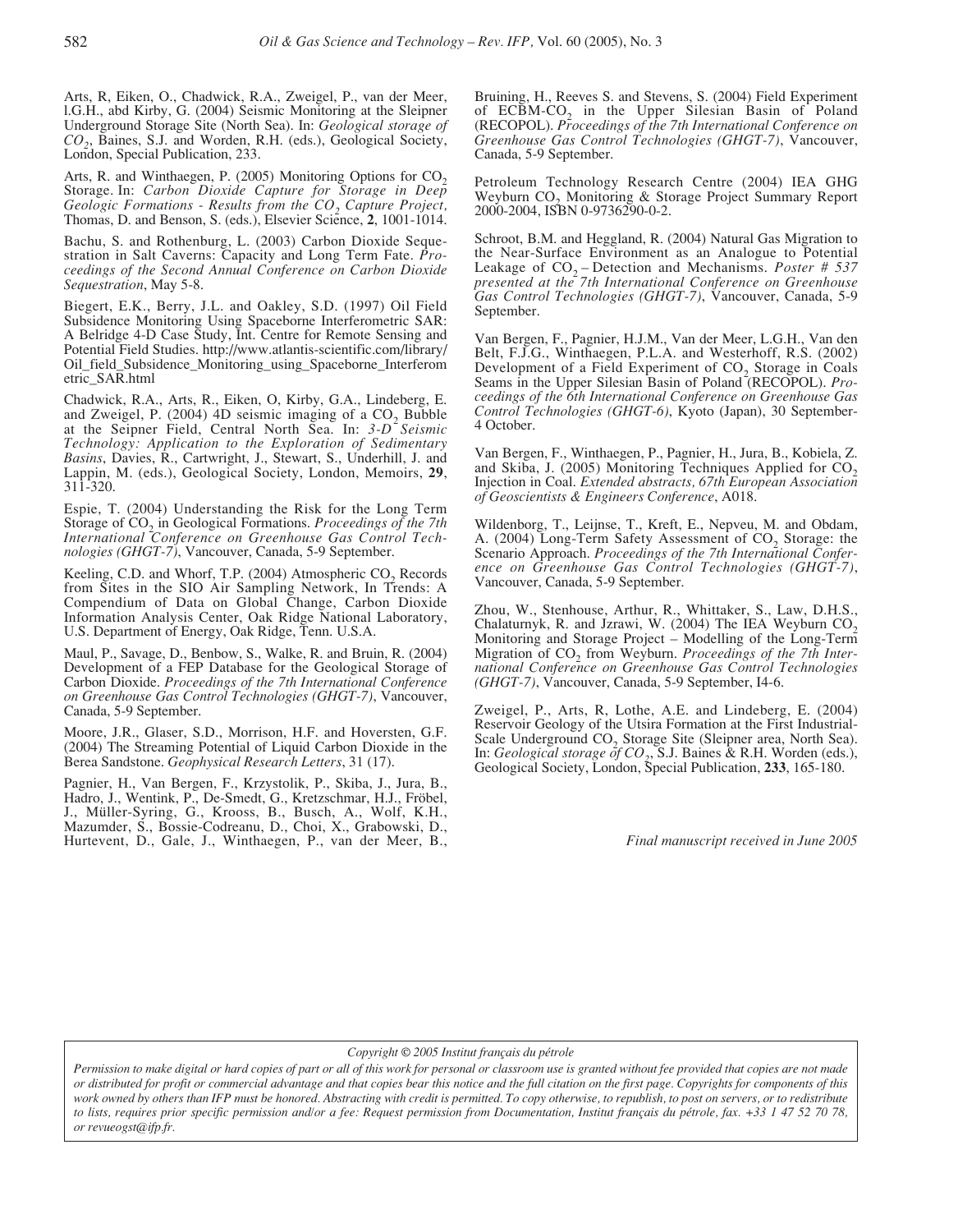Arts, R, Eiken, O., Chadwick, R.A., Zweigel, P., van der Meer, l.G.H., abd Kirby, G. (2004) Seismic Monitoring at the Sleipner Underground Storage Site (North Sea). In: *Geological storage of $CO_2$*, Baines, S.J. and Worden, R.H. (eds.), Geological Society, London, Special Publication, 233.

Arts, R. and Winthaegen, P. (2005) Monitoring Options for $CO_2$ Storage. In: *Carbon Dioxide Capture for Storage in Deep Geologic Formations - Results from the $CO_2$ Capture Project*, Thomas, D. and Benson, S. (eds.), Elsevier Science, **2**, 1001-1014.

Bachu, S. and Rothenburg, L. (2003) Carbon Dioxide Sequestration in Salt Caverns: Capacity and Long Term Fate. *Proceedings of the Second Annual Conference on Carbon Dioxide Sequestration*, May 5-8.

Biegert, E.K., Berry, J.L. and Oakley, S.D. (1997) Oil Field Subsidence Monitoring Using Spaceborne Interferometric SAR: A Belridge 4-D Case Study, Int. Centre for Remote Sensing and Potential Field Studies. http://www.atlantis-scientific.com/library/Oil_field_Subsidence_Monitoring_using_Spaceborne_Interferometric_SAR.html

Chadwick, R.A., Arts, R., Eiken, O, Kirby, G.A., Lindeberg, E. and Zweigel, P. (2004) 4D seismic imaging of a $CO_2$ Bubble at the Seipner Field, Central North Sea. In: *3-D Seismic Technology: Application to the Exploration of Sedimentary Basins*, Davies, R., Cartwright, J., Stewart, S., Underhill, J. and Lappin, M. (eds.), Geological Society, London, Memoirs, **29**, 311-320.

Espie, T. (2004) Understanding the Risk for the Long Term Storage of $CO_2$ in Geological Formations. *Proceedings of the 7th International Conference on Greenhouse Gas Control Technologies (GHGT-7)*, Vancouver, Canada, 5-9 September.

Keeling, C.D. and Whorf, T.P. (2004) Atmospheric $CO_2$ Records from Sites in the SIO Air Sampling Network, In Trends: A Compendium of Data on Global Change, Carbon Dioxide Information Analysis Center, Oak Ridge National Laboratory, U.S. Department of Energy, Oak Ridge, Tenn. U.S.A.

Maul, P., Savage, D., Benbow, S., Walke, R. and Bruin, R. (2004) Development of a FEP Database for the Geological Storage of Carbon Dioxide. *Proceedings of the 7th International Conference on Greenhouse Gas Control Technologies (GHGT-7)*, Vancouver, Canada, 5-9 September.

Moore, J.R., Glaser, S.D., Morrison, H.F. and Hoversten, G.F. (2004) The Streaming Potential of Liquid Carbon Dioxide in the Berea Sandstone. *Geophysical Research Letters*, 31 (17).

Pagnier, H., Van Bergen, F., Krzystolik, P., Skiba, J., Jura, B., Hadro, J., Wentink, P., De-Smedt, G., Kretzschmar, H.J., Fröbel, J., Müller-Syring, G., Krooss, B., Busch, A., Wolf, K.H., Mazumder, S., Bossie-Codreanu, D., Choi, X., Grabowski, D., Hurtevent, D., Gale, J., Winthaegen, P., van der Meer, B., Bruining, H., Reeves S. and Stevens, S. (2004) Field Experiment of ECBM-$CO_2$ in the Upper Silesian Basin of Poland (RECOPOL). *Proceedings of the 7th International Conference on Greenhouse Gas Control Technologies (GHGT-7)*, Vancouver, Canada, 5-9 September.

Petroleum Technology Research Centre (2004) IEA GHG Weyburn $CO_2$ Monitoring & Storage Project Summary Report 2000-2004, ISBN 0-9736290-0-2.

Schroot, B.M. and Heggland, R. (2004) Natural Gas Migration to the Near-Surface Environment as an Analogue to Potential Leakage of $CO_2$ – Detection and Mechanisms. *Poster # 537 presented at the 7th International Conference on Greenhouse Gas Control Technologies (GHGT-7)*, Vancouver, Canada, 5-9 September.

Van Bergen, F., Pagnier, H.J.M., Van der Meer, L.G.H., Van den Belt, F.J.G., Winthaegen, P.L.A. and Westerhoff, R.S. (2002) Development of a Field Experiment of $CO_2$ Storage in Coals Seams in the Upper Silesian Basin of Poland (RECOPOL). *Proceedings of the 6th International Conference on Greenhouse Gas Control Technologies (GHGT-6)*, Kyoto (Japan), 30 September-4 October.

Van Bergen, F., Winthaegen, P., Pagnier, H., Jura, B., Kobiela, Z. and Skiba, J. (2005) Monitoring Techniques Applied for $CO_2$ Injection in Coal. *Extended abstracts, 67th European Association of Geoscientists & Engineers Conference*, A018.

Wildenborg, T., Leijnse, T., Kreft, E., Nepveu, M. and Obdam, A. (2004) Long-Term Safety Assessment of $CO_2$ Storage: the Scenario Approach. *Proceedings of the 7th International Conference on Greenhouse Gas Control Technologies (GHGT-7)*, Vancouver, Canada, 5-9 September.

Zhou, W., Stenhouse, Arthur, R., Whittaker, S., Law, D.H.S., Chalaturnyk, R. and Jzrawi, W. (2004) The IEA Weyburn $CO_2$ Monitoring and Storage Project – Modelling of the Long-Term Migration of $CO_2$ from Weyburn. *Proceedings of the 7th International Conference on Greenhouse Gas Control Technologies (GHGT-7)*, Vancouver, Canada, 5-9 September, I4-6.

Zweigel, P., Arts, R, Lothe, A.E. and Lindeberg, E. (2004) Reservoir Geology of the Utsira Formation at the First Industrial-Scale Underground $CO_2$ Storage Site (Sleipner area, North Sea). In: *Geological storage of $CO_2$*, S.J. Baines & R.H. Worden (eds.), Geological Society, London, Special Publication, **233**, 165-180.

*Final manuscript received in June 2005*

*Copyright © 2005 Institut français du pétrole*

*Permission to make digital or hard copies of part or all of this work for personal or classroom use is granted without fee provided that copies are not made or distributed for profit or commercial advantage and that copies bear this notice and the full citation on the first page. Copyrights for components of this work owned by others than IFP must be honored. Abstracting with credit is permitted. To copy otherwise, to republish, to post on servers, or to redistribute to lists, requires prior specific permission and/or a fee: Request permission from Documentation, Institut français du pétrole, fax. +33 1 47 52 70 78, or revueogst@ifp.fr.*